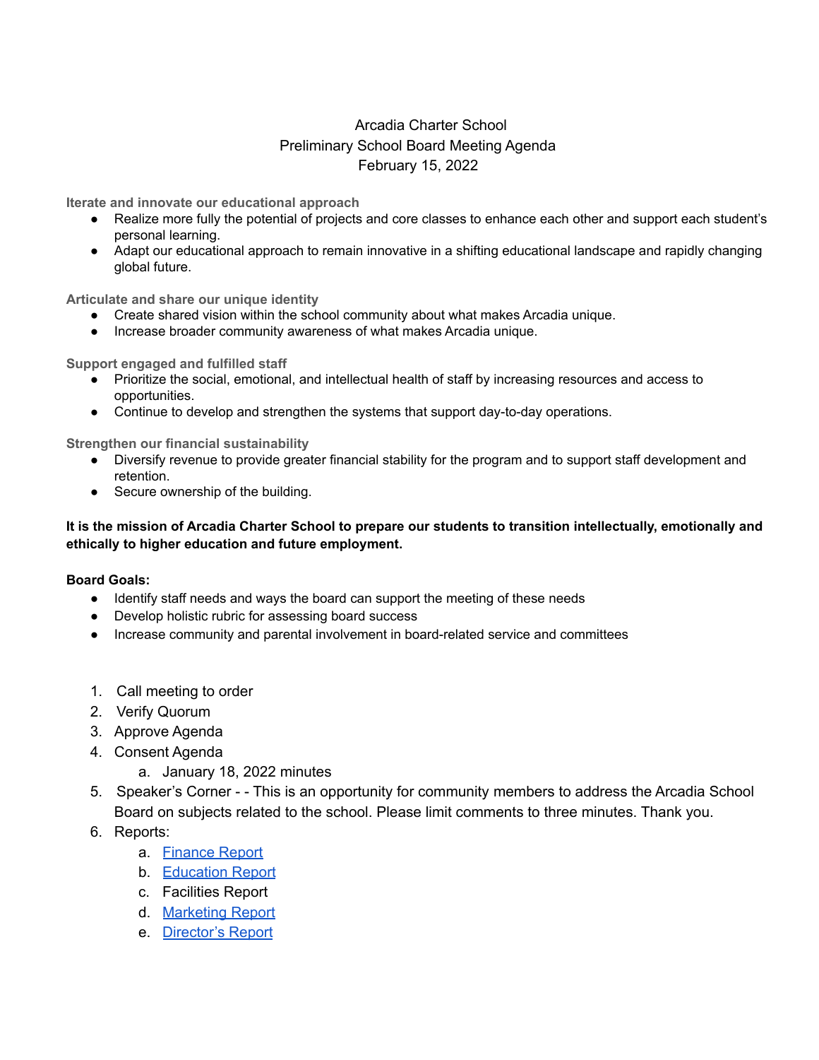# Arcadia Charter School
## Preliminary School Board Meeting Agenda
## February 15, 2022

### Iterate and innovate our educational approach

- Realize more fully the potential of projects and core classes to enhance each other and support each student's personal learning.
- Adapt our educational approach to remain innovative in a shifting educational landscape and rapidly changing global future.

### Articulate and share our unique identity

- Create shared vision within the school community about what makes Arcadia unique.
- Increase broader community awareness of what makes Arcadia unique.

### Support engaged and fulfilled staff

- Prioritize the social, emotional, and intellectual health of staff by increasing resources and access to opportunities.
- Continue to develop and strengthen the systems that support day-to-day operations.

### Strengthen our financial sustainability

- Diversify revenue to provide greater financial stability for the program and to support staff development and retention.
- Secure ownership of the building.

**It is the mission of Arcadia Charter School to prepare our students to transition intellectually, emotionally and ethically to higher education and future employment.**

**Board Goals:**

- Identify staff needs and ways the board can support the meeting of these needs
- Develop holistic rubric for assessing board success
- Increase community and parental involvement in board-related service and committees

1. Call meeting to order
2. Verify Quorum
3. Approve Agenda
4. Consent Agenda
   a. January 18, 2022 minutes
5. Speaker's Corner - - This is an opportunity for community members to address the Arcadia School Board on subjects related to the school. Please limit comments to three minutes. Thank you.
6. Reports:
   a. Finance Report
   b. Education Report
   c. Facilities Report
   d. Marketing Report
   e. Director's Report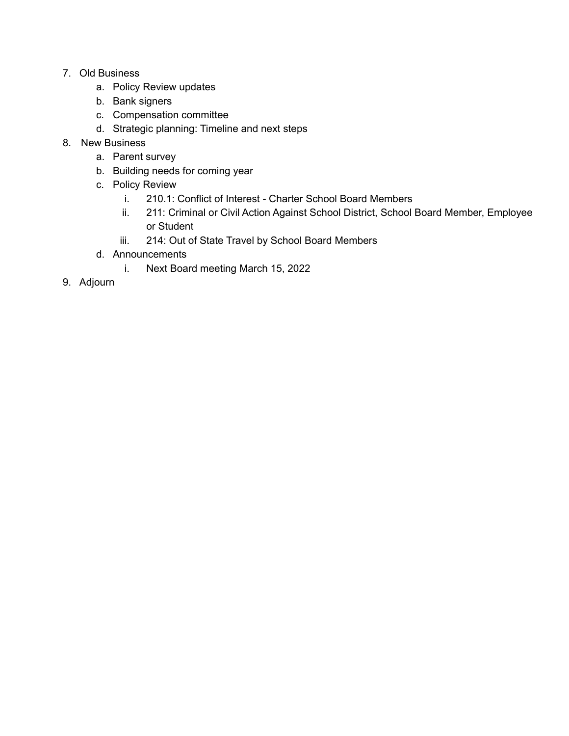7. Old Business
    a. Policy Review updates
    b. Bank signers
    c. Compensation committee
    d. Strategic planning: Timeline and next steps
8. New Business
    a. Parent survey
    b. Building needs for coming year
    c. Policy Review
        i. 210.1: Conflict of Interest - Charter School Board Members
        ii. 211: Criminal or Civil Action Against School District, School Board Member, Employee or Student
        iii. 214: Out of State Travel by School Board Members
    d. Announcements
        i. Next Board meeting March 15, 2022
9. Adjourn